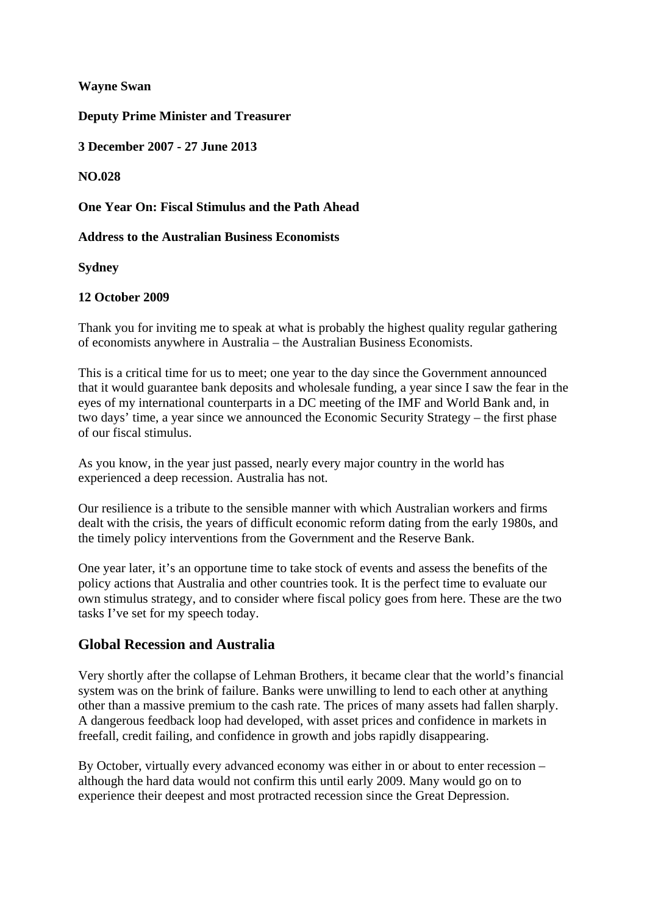**Wayne Swan**

**Deputy Prime Minister and Treasurer**

**3 December 2007 - 27 June 2013**

**NO.028**

**One Year On: Fiscal Stimulus and the Path Ahead**

**Address to the Australian Business Economists**

**Sydney**

**12 October 2009**

Thank you for inviting me to speak at what is probably the highest quality regular gathering of economists anywhere in Australia – the Australian Business Economists.

This is a critical time for us to meet; one year to the day since the Government announced that it would guarantee bank deposits and wholesale funding, a year since I saw the fear in the eyes of my international counterparts in a DC meeting of the IMF and World Bank and, in two days' time, a year since we announced the Economic Security Strategy – the first phase of our fiscal stimulus.

As you know, in the year just passed, nearly every major country in the world has experienced a deep recession. Australia has not.

Our resilience is a tribute to the sensible manner with which Australian workers and firms dealt with the crisis, the years of difficult economic reform dating from the early 1980s, and the timely policy interventions from the Government and the Reserve Bank.

One year later, it's an opportune time to take stock of events and assess the benefits of the policy actions that Australia and other countries took. It is the perfect time to evaluate our own stimulus strategy, and to consider where fiscal policy goes from here. These are the two tasks I've set for my speech today.

## Global Recession and Australia

Very shortly after the collapse of Lehman Brothers, it became clear that the world's financial system was on the brink of failure. Banks were unwilling to lend to each other at anything other than a massive premium to the cash rate. The prices of many assets had fallen sharply. A dangerous feedback loop had developed, with asset prices and confidence in markets in freefall, credit failing, and confidence in growth and jobs rapidly disappearing.

By October, virtually every advanced economy was either in or about to enter recession – although the hard data would not confirm this until early 2009. Many would go on to experience their deepest and most protracted recession since the Great Depression.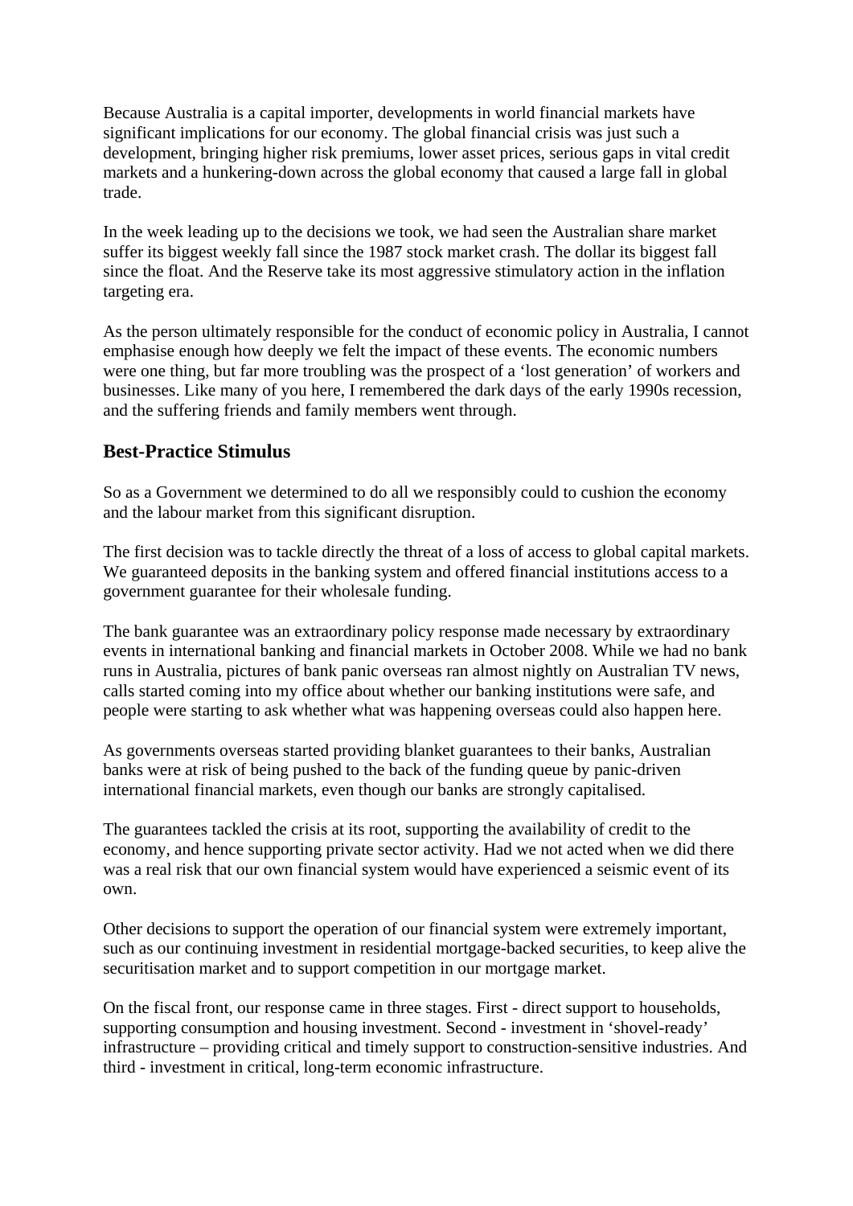Because Australia is a capital importer, developments in world financial markets have significant implications for our economy. The global financial crisis was just such a development, bringing higher risk premiums, lower asset prices, serious gaps in vital credit markets and a hunkering-down across the global economy that caused a large fall in global trade.

In the week leading up to the decisions we took, we had seen the Australian share market suffer its biggest weekly fall since the 1987 stock market crash. The dollar its biggest fall since the float. And the Reserve take its most aggressive stimulatory action in the inflation targeting era.

As the person ultimately responsible for the conduct of economic policy in Australia, I cannot emphasise enough how deeply we felt the impact of these events. The economic numbers were one thing, but far more troubling was the prospect of a 'lost generation' of workers and businesses. Like many of you here, I remembered the dark days of the early 1990s recession, and the suffering friends and family members went through.

## Best-Practice Stimulus

So as a Government we determined to do all we responsibly could to cushion the economy and the labour market from this significant disruption.

The first decision was to tackle directly the threat of a loss of access to global capital markets. We guaranteed deposits in the banking system and offered financial institutions access to a government guarantee for their wholesale funding.

The bank guarantee was an extraordinary policy response made necessary by extraordinary events in international banking and financial markets in October 2008. While we had no bank runs in Australia, pictures of bank panic overseas ran almost nightly on Australian TV news, calls started coming into my office about whether our banking institutions were safe, and people were starting to ask whether what was happening overseas could also happen here.

As governments overseas started providing blanket guarantees to their banks, Australian banks were at risk of being pushed to the back of the funding queue by panic-driven international financial markets, even though our banks are strongly capitalised.

The guarantees tackled the crisis at its root, supporting the availability of credit to the economy, and hence supporting private sector activity. Had we not acted when we did there was a real risk that our own financial system would have experienced a seismic event of its own.

Other decisions to support the operation of our financial system were extremely important, such as our continuing investment in residential mortgage-backed securities, to keep alive the securitisation market and to support competition in our mortgage market.

On the fiscal front, our response came in three stages. First - direct support to households, supporting consumption and housing investment. Second - investment in 'shovel-ready' infrastructure – providing critical and timely support to construction-sensitive industries. And third - investment in critical, long-term economic infrastructure.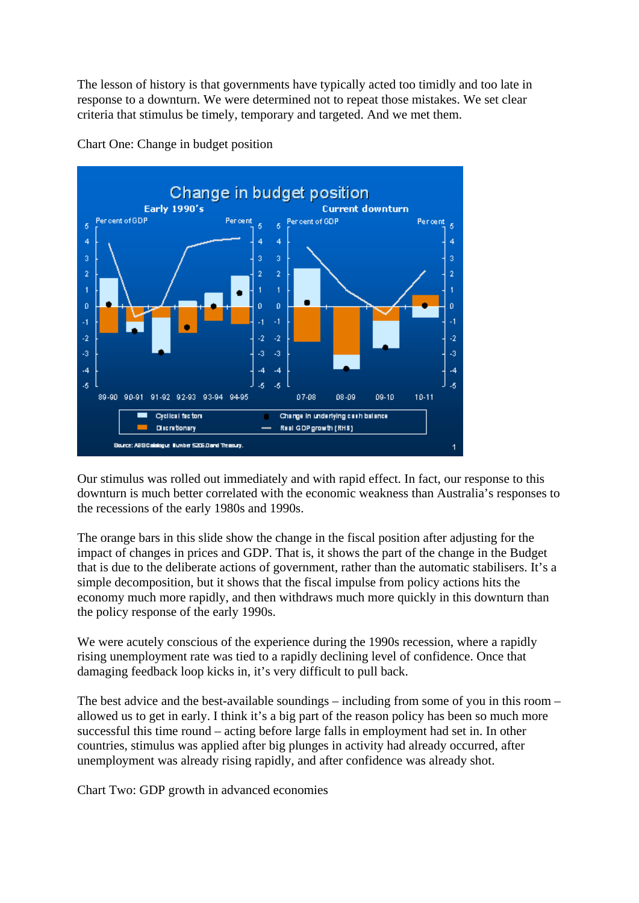The lesson of history is that governments have typically acted too timidly and too late in response to a downturn. We were determined not to repeat those mistakes. We set clear criteria that stimulus be timely, temporary and targeted. And we met them.

Chart One: Change in budget position

Our stimulus was rolled out immediately and with rapid effect. In fact, our response to this downturn is much better correlated with the economic weakness than Australia's responses to the recessions of the early 1980s and 1990s.

The orange bars in this slide show the change in the fiscal position after adjusting for the impact of changes in prices and GDP. That is, it shows the part of the change in the Budget that is due to the deliberate actions of government, rather than the automatic stabilisers. It's a simple decomposition, but it shows that the fiscal impulse from policy actions hits the economy much more rapidly, and then withdraws much more quickly in this downturn than the policy response of the early 1990s.

We were acutely conscious of the experience during the 1990s recession, where a rapidly rising unemployment rate was tied to a rapidly declining level of confidence. Once that damaging feedback loop kicks in, it's very difficult to pull back.

The best advice and the best-available soundings – including from some of you in this room – allowed us to get in early. I think it's a big part of the reason policy has been so much more successful this time round – acting before large falls in employment had set in. In other countries, stimulus was applied after big plunges in activity had already occurred, after unemployment was already rising rapidly, and after confidence was already shot.

Chart Two: GDP growth in advanced economies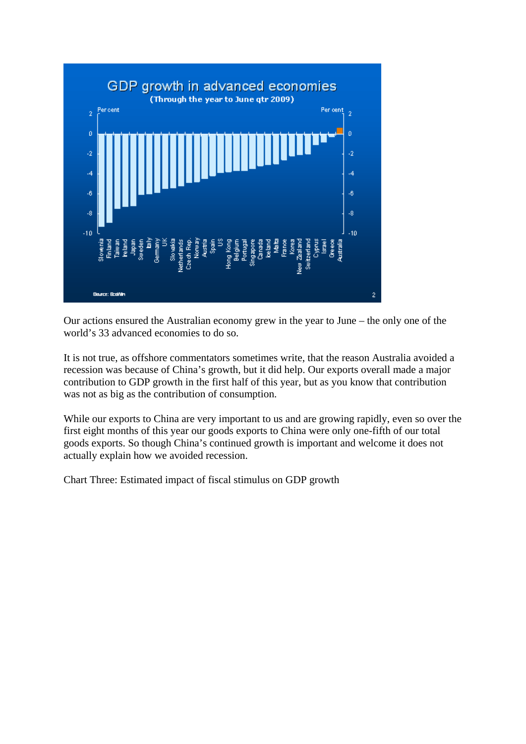GDP growth in advanced economies
(Through the year to June qtr 2009)

Per cent

Per cent

2
0
-2
-4
-6
-8
-10

Slovenia
Finland
Taiwan
Ireland
Japan
Sweden
Italy
Germany
UK
Slovakia
Netherlands
Czech Rep.
Norway
Austria
Spain
US
Hong Kong
Belgium
Portugal
Singapore
Canada
Iceland
Malta
France
Korea
New Zealand
Switzerland
Cyprus
Israel
Greece
Australia

Source: EcoWin

Our actions ensured the Australian economy grew in the year to June – the only one of the world's 33 advanced economies to do so.

It is not true, as offshore commentators sometimes write, that the reason Australia avoided a recession was because of China's growth, but it did help. Our exports overall made a major contribution to GDP growth in the first half of this year, but as you know that contribution was not as big as the contribution of consumption.

While our exports to China are very important to us and are growing rapidly, even so over the first eight months of this year our goods exports to China were only one-fifth of our total goods exports. So though China's continued growth is important and welcome it does not actually explain how we avoided recession.

Chart Three: Estimated impact of fiscal stimulus on GDP growth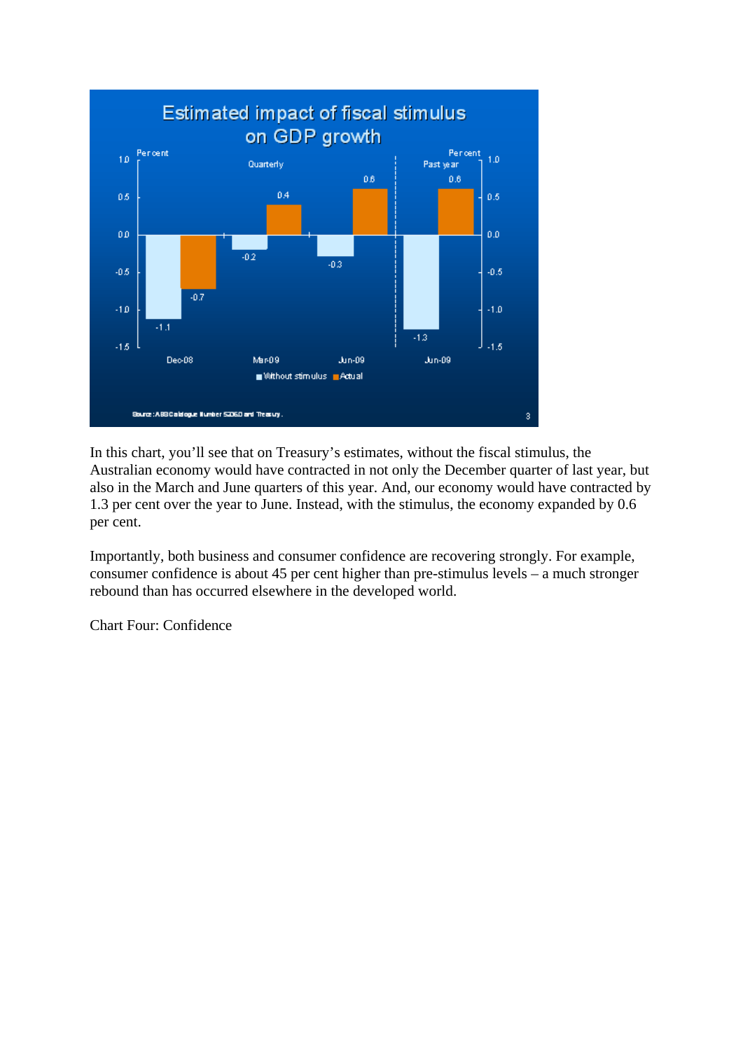Estimated impact of fiscal stimulus on GDP growth

Percent

Quarterly

Percent

Past year

1.0
0.5
0.0
-0.5
-1.0
-1.5

-1.1
-0.7
-0.2
0.4
-0.3
0.6
-1.3
0.6

Dec-08
Mar-09
Jun-09
Jun-09

Without stimulus
Actual

Source: ABS Catalogue Number 5206.0 and Treasury.

In this chart, you'll see that on Treasury's estimates, without the fiscal stimulus, the Australian economy would have contracted in not only the December quarter of last year, but also in the March and June quarters of this year. And, our economy would have contracted by 1.3 per cent over the year to June. Instead, with the stimulus, the economy expanded by 0.6 per cent.

Importantly, both business and consumer confidence are recovering strongly. For example, consumer confidence is about 45 per cent higher than pre-stimulus levels – a much stronger rebound than has occurred elsewhere in the developed world.

Chart Four: Confidence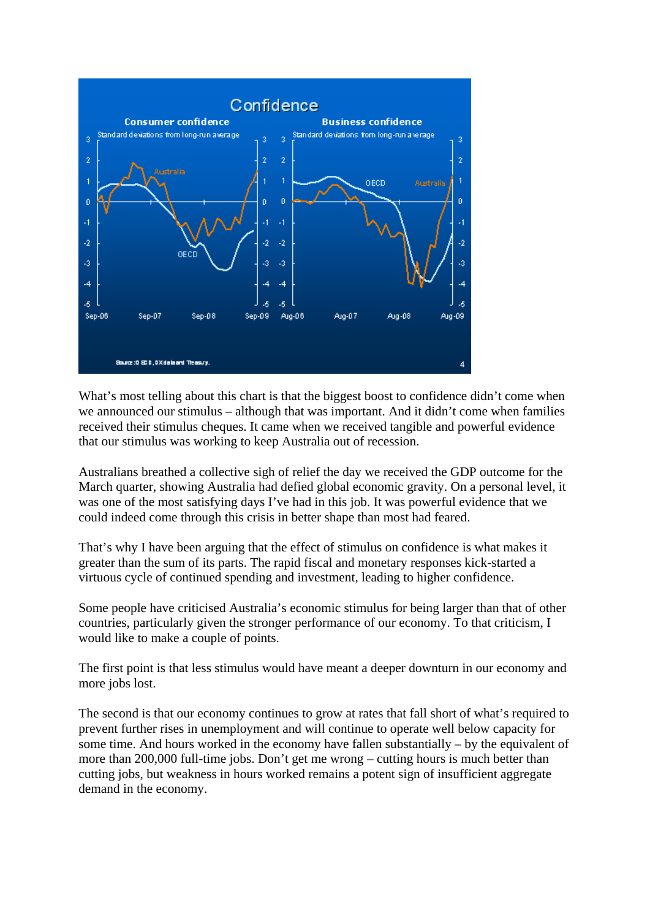Confidence

Consumer confidence

Standard deviations from long-run average

3 2 1 0 -1 -2 -3 -4 -5

Australia

OECD

Sep-06 Sep-07 Sep-08 Sep-09

Business confidence

Standard deviations from long-run average

OECD

Australia

Aug-06 Aug-07 Aug-08 Aug-09

Source: OECD, OXdoland Treasury.

What's most telling about this chart is that the biggest boost to confidence didn't come when we announced our stimulus – although that was important. And it didn't come when families received their stimulus cheques. It came when we received tangible and powerful evidence that our stimulus was working to keep Australia out of recession.

Australians breathed a collective sigh of relief the day we received the GDP outcome for the March quarter, showing Australia had defied global economic gravity. On a personal level, it was one of the most satisfying days I've had in this job. It was powerful evidence that we could indeed come through this crisis in better shape than most had feared.

That's why I have been arguing that the effect of stimulus on confidence is what makes it greater than the sum of its parts. The rapid fiscal and monetary responses kick-started a virtuous cycle of continued spending and investment, leading to higher confidence.

Some people have criticised Australia's economic stimulus for being larger than that of other countries, particularly given the stronger performance of our economy. To that criticism, I would like to make a couple of points.

The first point is that less stimulus would have meant a deeper downturn in our economy and more jobs lost.

The second is that our economy continues to grow at rates that fall short of what's required to prevent further rises in unemployment and will continue to operate well below capacity for some time. And hours worked in the economy have fallen substantially – by the equivalent of more than 200,000 full-time jobs. Don't get me wrong – cutting hours is much better than cutting jobs, but weakness in hours worked remains a potent sign of insufficient aggregate demand in the economy.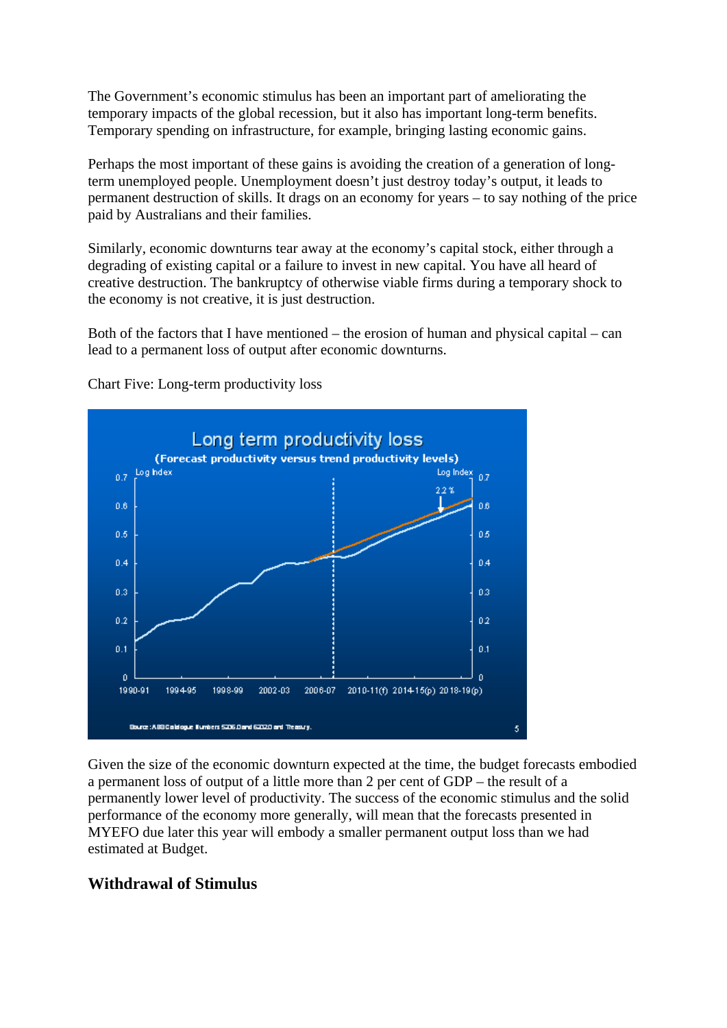The Government's economic stimulus has been an important part of ameliorating the temporary impacts of the global recession, but it also has important long-term benefits. Temporary spending on infrastructure, for example, bringing lasting economic gains.

Perhaps the most important of these gains is avoiding the creation of a generation of long-term unemployed people. Unemployment doesn't just destroy today's output, it leads to permanent destruction of skills. It drags on an economy for years – to say nothing of the price paid by Australians and their families.

Similarly, economic downturns tear away at the economy's capital stock, either through a degrading of existing capital or a failure to invest in new capital. You have all heard of creative destruction. The bankruptcy of otherwise viable firms during a temporary shock to the economy is not creative, it is just destruction.

Both of the factors that I have mentioned – the erosion of human and physical capital – can lead to a permanent loss of output after economic downturns.

Chart Five: Long-term productivity loss

Long term productivity loss

(Forecast productivity versus trend productivity levels)

Log Index

Log Index

0.7

0.6

0.5

0.4

0.3

0.2

0.1

0

2.2 %

1990-91

1994-95

1998-99

2002-03

2006-07

2010-11(f)

2014-15(p)

2018-19(p)

Source: ABS Catalogue Numbers 5206.0 and 6202.0 and Treasury.

Given the size of the economic downturn expected at the time, the budget forecasts embodied a permanent loss of output of a little more than 2 per cent of GDP – the result of a permanently lower level of productivity. The success of the economic stimulus and the solid performance of the economy more generally, will mean that the forecasts presented in MYEFO due later this year will embody a smaller permanent output loss than we had estimated at Budget.

## Withdrawal of Stimulus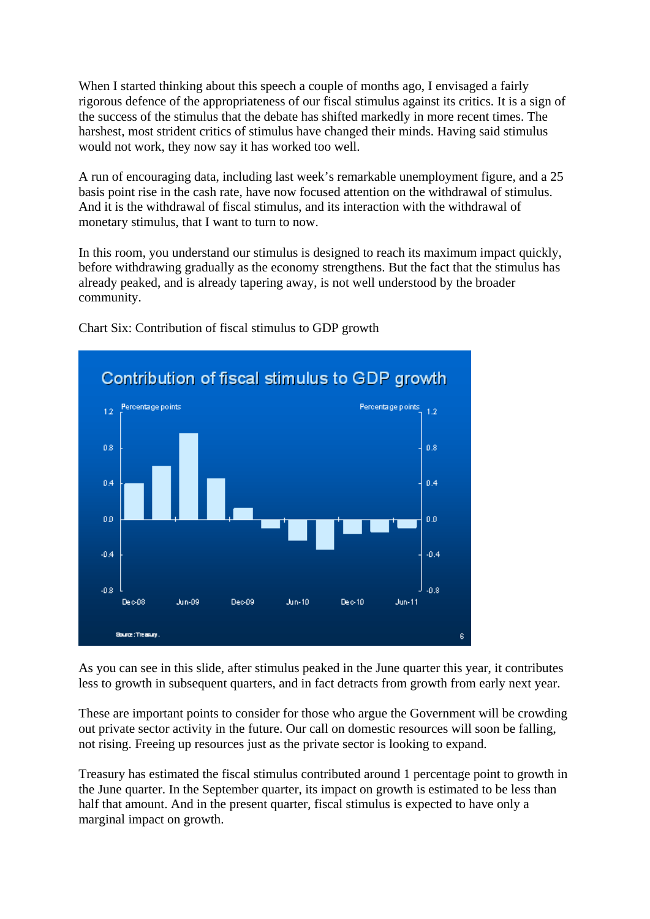When I started thinking about this speech a couple of months ago, I envisaged a fairly rigorous defence of the appropriateness of our fiscal stimulus against its critics. It is a sign of the success of the stimulus that the debate has shifted markedly in more recent times. The harshest, most strident critics of stimulus have changed their minds. Having said stimulus would not work, they now say it has worked too well.

A run of encouraging data, including last week's remarkable unemployment figure, and a 25 basis point rise in the cash rate, have now focused attention on the withdrawal of stimulus. And it is the withdrawal of fiscal stimulus, and its interaction with the withdrawal of monetary stimulus, that I want to turn to now.

In this room, you understand our stimulus is designed to reach its maximum impact quickly, before withdrawing gradually as the economy strengthens. But the fact that the stimulus has already peaked, and is already tapering away, is not well understood by the broader community.

Chart Six: Contribution of fiscal stimulus to GDP growth

Contribution of fiscal stimulus to GDP growth

Percentage points

Percentage points

1.2

0.8

0.4

0.0

-0.4

-0.8

Dec-08

Jun-09

Dec-09

Jun-10

Dec-10

Jun-11

Source: Treasury.

6

As you can see in this slide, after stimulus peaked in the June quarter this year, it contributes less to growth in subsequent quarters, and in fact detracts from growth from early next year.

These are important points to consider for those who argue the Government will be crowding out private sector activity in the future. Our call on domestic resources will soon be falling, not rising. Freeing up resources just as the private sector is looking to expand.

Treasury has estimated the fiscal stimulus contributed around 1 percentage point to growth in the June quarter. In the September quarter, its impact on growth is estimated to be less than half that amount. And in the present quarter, fiscal stimulus is expected to have only a marginal impact on growth.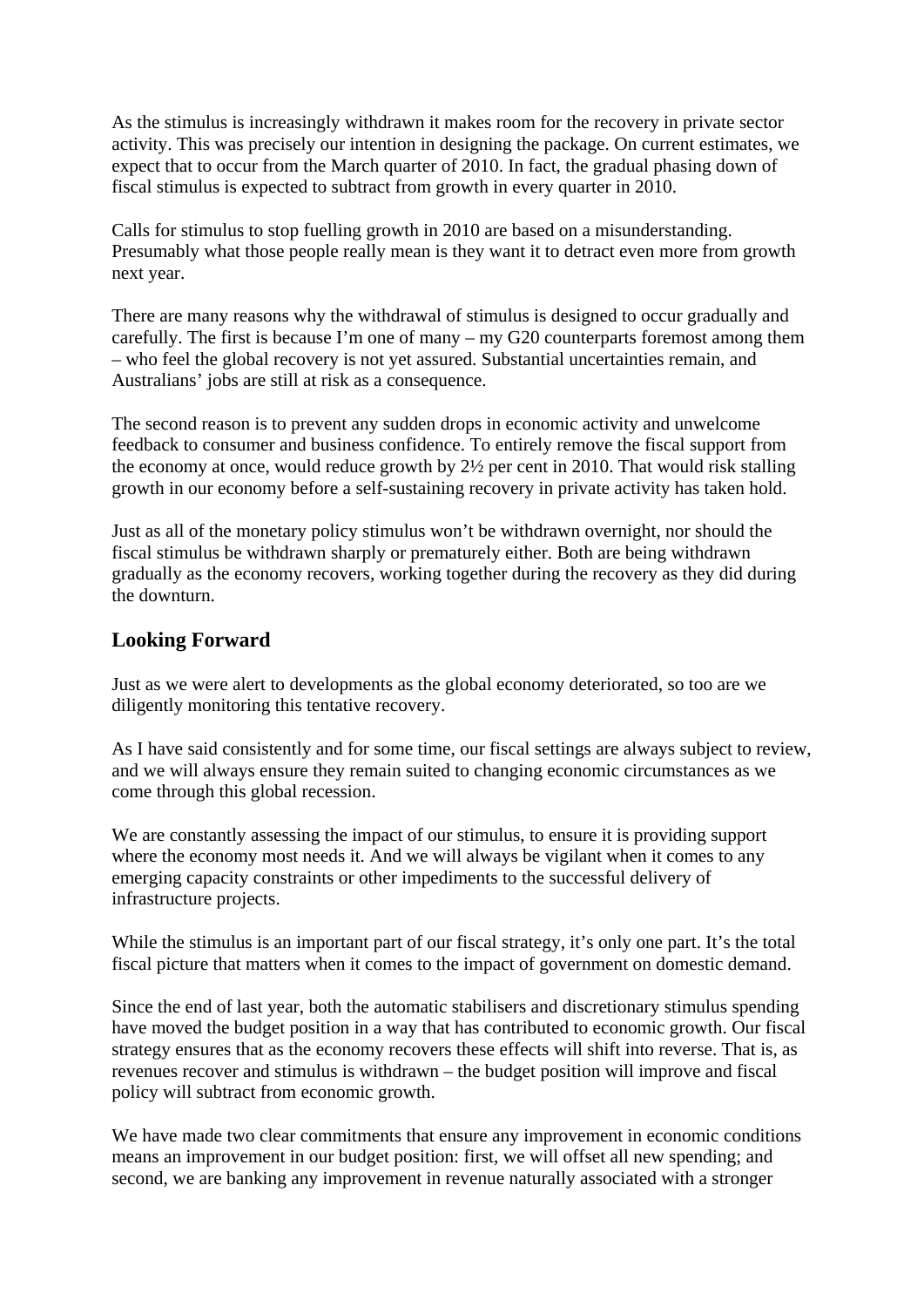As the stimulus is increasingly withdrawn it makes room for the recovery in private sector activity. This was precisely our intention in designing the package. On current estimates, we expect that to occur from the March quarter of 2010. In fact, the gradual phasing down of fiscal stimulus is expected to subtract from growth in every quarter in 2010.

Calls for stimulus to stop fuelling growth in 2010 are based on a misunderstanding. Presumably what those people really mean is they want it to detract even more from growth next year.

There are many reasons why the withdrawal of stimulus is designed to occur gradually and carefully. The first is because I'm one of many – my G20 counterparts foremost among them – who feel the global recovery is not yet assured. Substantial uncertainties remain, and Australians' jobs are still at risk as a consequence.

The second reason is to prevent any sudden drops in economic activity and unwelcome feedback to consumer and business confidence. To entirely remove the fiscal support from the economy at once, would reduce growth by 2½ per cent in 2010. That would risk stalling growth in our economy before a self-sustaining recovery in private activity has taken hold.

Just as all of the monetary policy stimulus won't be withdrawn overnight, nor should the fiscal stimulus be withdrawn sharply or prematurely either. Both are being withdrawn gradually as the economy recovers, working together during the recovery as they did during the downturn.

## Looking Forward

Just as we were alert to developments as the global economy deteriorated, so too are we diligently monitoring this tentative recovery.

As I have said consistently and for some time, our fiscal settings are always subject to review, and we will always ensure they remain suited to changing economic circumstances as we come through this global recession.

We are constantly assessing the impact of our stimulus, to ensure it is providing support where the economy most needs it. And we will always be vigilant when it comes to any emerging capacity constraints or other impediments to the successful delivery of infrastructure projects.

While the stimulus is an important part of our fiscal strategy, it's only one part. It's the total fiscal picture that matters when it comes to the impact of government on domestic demand.

Since the end of last year, both the automatic stabilisers and discretionary stimulus spending have moved the budget position in a way that has contributed to economic growth. Our fiscal strategy ensures that as the economy recovers these effects will shift into reverse. That is, as revenues recover and stimulus is withdrawn – the budget position will improve and fiscal policy will subtract from economic growth.

We have made two clear commitments that ensure any improvement in economic conditions means an improvement in our budget position: first, we will offset all new spending; and second, we are banking any improvement in revenue naturally associated with a stronger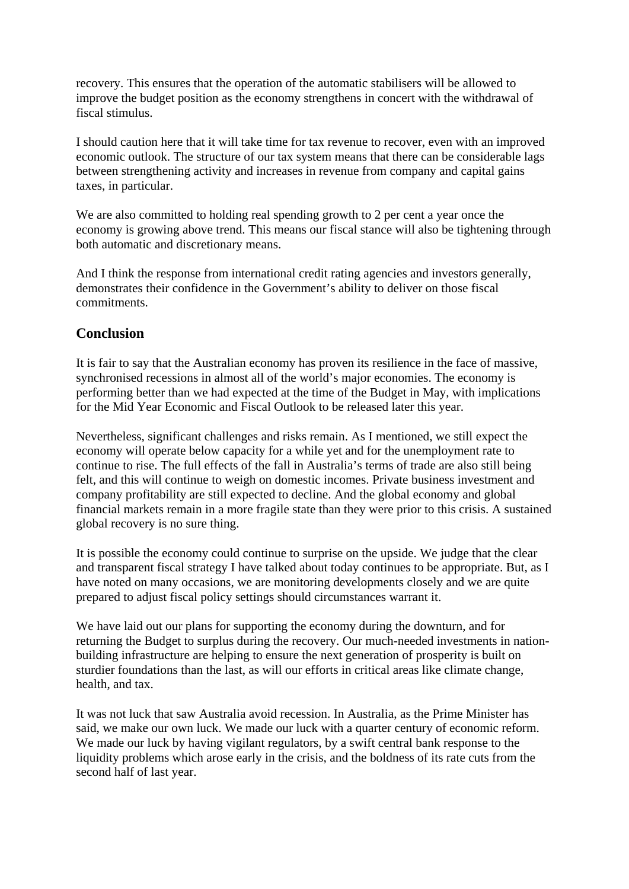recovery. This ensures that the operation of the automatic stabilisers will be allowed to improve the budget position as the economy strengthens in concert with the withdrawal of fiscal stimulus.

I should caution here that it will take time for tax revenue to recover, even with an improved economic outlook. The structure of our tax system means that there can be considerable lags between strengthening activity and increases in revenue from company and capital gains taxes, in particular.

We are also committed to holding real spending growth to 2 per cent a year once the economy is growing above trend. This means our fiscal stance will also be tightening through both automatic and discretionary means.

And I think the response from international credit rating agencies and investors generally, demonstrates their confidence in the Government's ability to deliver on those fiscal commitments.

## Conclusion

It is fair to say that the Australian economy has proven its resilience in the face of massive, synchronised recessions in almost all of the world's major economies. The economy is performing better than we had expected at the time of the Budget in May, with implications for the Mid Year Economic and Fiscal Outlook to be released later this year.

Nevertheless, significant challenges and risks remain. As I mentioned, we still expect the economy will operate below capacity for a while yet and for the unemployment rate to continue to rise. The full effects of the fall in Australia's terms of trade are also still being felt, and this will continue to weigh on domestic incomes. Private business investment and company profitability are still expected to decline. And the global economy and global financial markets remain in a more fragile state than they were prior to this crisis. A sustained global recovery is no sure thing.

It is possible the economy could continue to surprise on the upside. We judge that the clear and transparent fiscal strategy I have talked about today continues to be appropriate. But, as I have noted on many occasions, we are monitoring developments closely and we are quite prepared to adjust fiscal policy settings should circumstances warrant it.

We have laid out our plans for supporting the economy during the downturn, and for returning the Budget to surplus during the recovery. Our much-needed investments in nation-building infrastructure are helping to ensure the next generation of prosperity is built on sturdier foundations than the last, as will our efforts in critical areas like climate change, health, and tax.

It was not luck that saw Australia avoid recession. In Australia, as the Prime Minister has said, we make our own luck. We made our luck with a quarter century of economic reform. We made our luck by having vigilant regulators, by a swift central bank response to the liquidity problems which arose early in the crisis, and the boldness of its rate cuts from the second half of last year.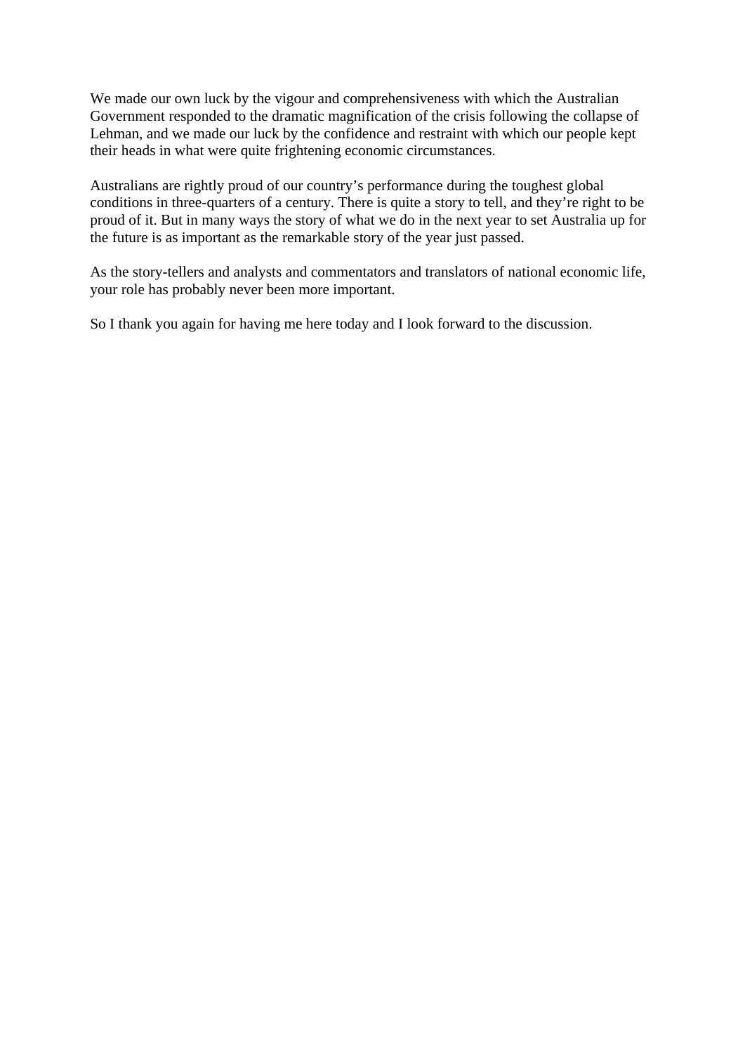We made our own luck by the vigour and comprehensiveness with which the Australian Government responded to the dramatic magnification of the crisis following the collapse of Lehman, and we made our luck by the confidence and restraint with which our people kept their heads in what were quite frightening economic circumstances.

Australians are rightly proud of our country's performance during the toughest global conditions in three-quarters of a century. There is quite a story to tell, and they're right to be proud of it. But in many ways the story of what we do in the next year to set Australia up for the future is as important as the remarkable story of the year just passed.

As the story-tellers and analysts and commentators and translators of national economic life, your role has probably never been more important.

So I thank you again for having me here today and I look forward to the discussion.